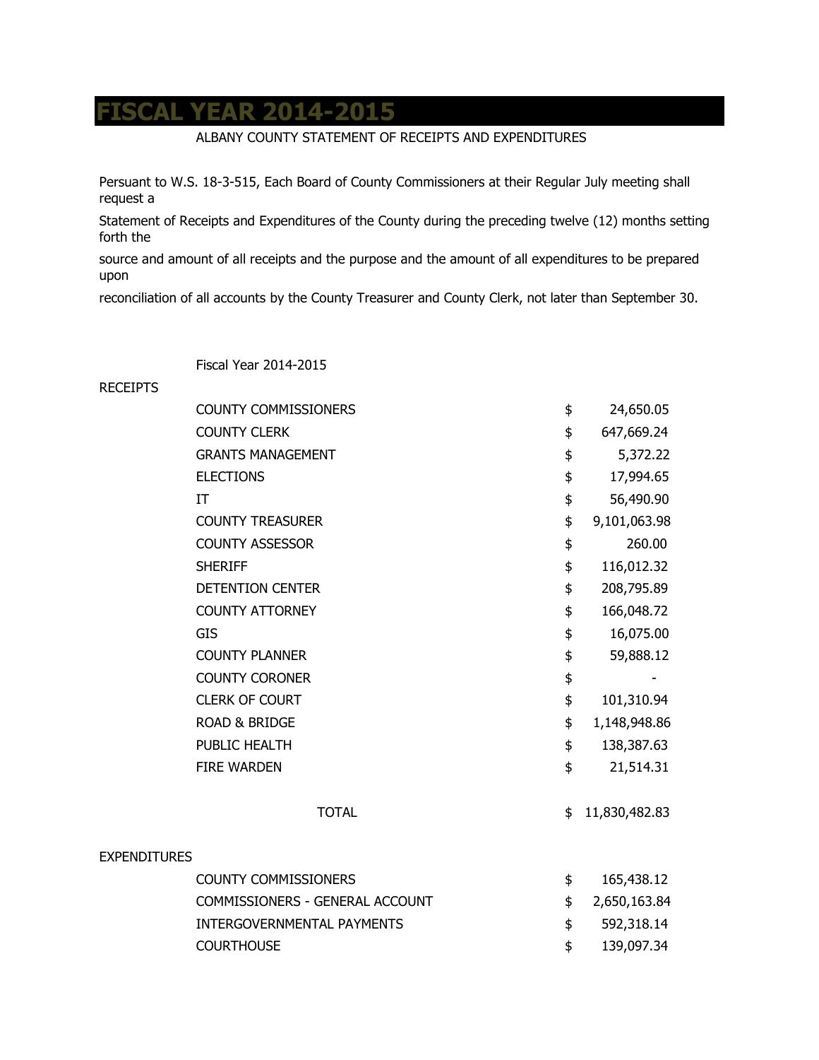# FISCAL YEAR 2014-2015

ALBANY COUNTY STATEMENT OF RECEIPTS AND EXPENDITURES

Persuant to W.S. 18-3-515, Each Board of County Commissioners at their Regular July meeting shall request a

Statement of Receipts and Expenditures of the County during the preceding twelve (12) months setting forth the

source and amount of all receipts and the purpose and the amount of all expenditures to be prepared upon

reconciliation of all accounts by the County Treasurer and County Clerk, not later than September 30.

Fiscal Year 2014-2015

| | | | |
|---|---|---|---|
| RECEIPTS | | | |
| | COUNTY COMMISSIONERS | $ | 24,650.05 |
| | COUNTY CLERK | $ | 647,669.24 |
| | GRANTS MANAGEMENT | $ | 5,372.22 |
| | ELECTIONS | $ | 17,994.65 |
| | IT | $ | 56,490.90 |
| | COUNTY TREASURER | $ | 9,101,063.98 |
| | COUNTY ASSESSOR | $ | 260.00 |
| | SHERIFF | $ | 116,012.32 |
| | DETENTION CENTER | $ | 208,795.89 |
| | COUNTY ATTORNEY | $ | 166,048.72 |
| | GIS | $ | 16,075.00 |
| | COUNTY PLANNER | $ | 59,888.12 |
| | COUNTY CORONER | $ | - |
| | CLERK OF COURT | $ | 101,310.94 |
| | ROAD & BRIDGE | $ | 1,148,948.86 |
| | PUBLIC HEALTH | $ | 138,387.63 |
| | FIRE WARDEN | $ | 21,514.31 |
| | TOTAL | $ | 11,830,482.83 |
| EXPENDITURES | | | |
| | COUNTY COMMISSIONERS | $ | 165,438.12 |
| | COMMISSIONERS - GENERAL ACCOUNT | $ | 2,650,163.84 |
| | INTERGOVERNMENTAL PAYMENTS | $ | 592,318.14 |
| | COURTHOUSE | $ | 139,097.34 |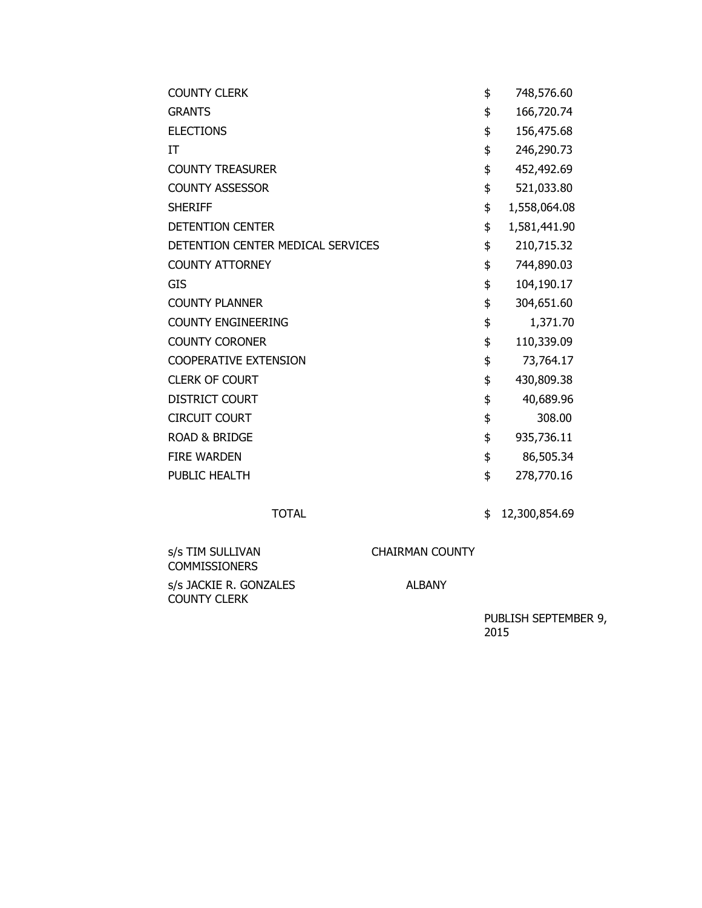| | | |
|---|---|---|
| COUNTY CLERK | $ | 748,576.60 |
| GRANTS | $ | 166,720.74 |
| ELECTIONS | $ | 156,475.68 |
| IT | $ | 246,290.73 |
| COUNTY TREASURER | $ | 452,492.69 |
| COUNTY ASSESSOR | $ | 521,033.80 |
| SHERIFF | $ | 1,558,064.08 |
| DETENTION CENTER | $ | 1,581,441.90 |
| DETENTION CENTER MEDICAL SERVICES | $ | 210,715.32 |
| COUNTY ATTORNEY | $ | 744,890.03 |
| GIS | $ | 104,190.17 |
| COUNTY PLANNER | $ | 304,651.60 |
| COUNTY ENGINEERING | $ | 1,371.70 |
| COUNTY CORONER | $ | 110,339.09 |
| COOPERATIVE EXTENSION | $ | 73,764.17 |
| CLERK OF COURT | $ | 430,809.38 |
| DISTRICT COURT | $ | 40,689.96 |
| CIRCUIT COURT | $ | 308.00 |
| ROAD & BRIDGE | $ | 935,736.11 |
| FIRE WARDEN | $ | 86,505.34 |
| PUBLIC HEALTH | $ | 278,770.16 |
| TOTAL | $ | 12,300,854.69 |

s/s TIM SULLIVAN CHAIRMAN COUNTY COMMISSIONERS

s/s JACKIE R. GONZALES ALBANY COUNTY CLERK

PUBLISH SEPTEMBER 9, 2015